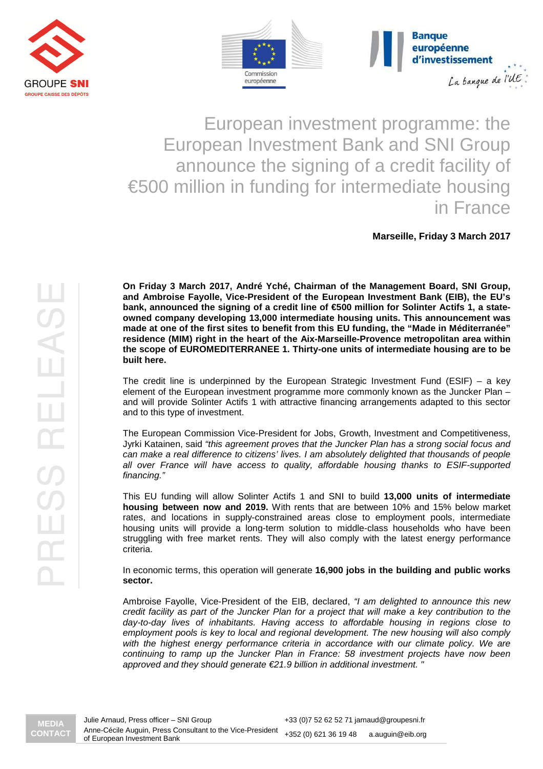GROUPE SNI
GROUPE CAISSE DES DÉPÔTS

Commission européenne

Banque européenne d'investissement
La banque de l'UE

# European investment programme: the European Investment Bank and SNI Group announce the signing of a credit facility of €500 million in funding for intermediate housing in France

**Marseille, Friday 3 March 2017**

PRESS RELEASE

**On Friday 3 March 2017, André Yché, Chairman of the Management Board, SNI Group, and Ambroise Fayolle, Vice-President of the European Investment Bank (EIB), the EU's bank, announced the signing of a credit line of €500 million for Solinter Actifs 1, a state-owned company developing 13,000 intermediate housing units. This announcement was made at one of the first sites to benefit from this EU funding, the "Made in Méditerranée" residence (MIM) right in the heart of the Aix-Marseille-Provence metropolitan area within the scope of EUROMEDITERRANEE 1. Thirty-one units of intermediate housing are to be built here.**

The credit line is underpinned by the European Strategic Investment Fund (ESIF) – a key element of the European investment programme more commonly known as the Juncker Plan – and will provide Solinter Actifs 1 with attractive financing arrangements adapted to this sector and to this type of investment.

The European Commission Vice-President for Jobs, Growth, Investment and Competitiveness, Jyrki Katainen, said *"this agreement proves that the Juncker Plan has a strong social focus and can make a real difference to citizens' lives. I am absolutely delighted that thousands of people all over France will have access to quality, affordable housing thanks to ESIF-supported financing."*

This EU funding will allow Solinter Actifs 1 and SNI to build **13,000 units of intermediate housing between now and 2019.** With rents that are between 10% and 15% below market rates, and locations in supply-constrained areas close to employment pools, intermediate housing units will provide a long-term solution to middle-class households who have been struggling with free market rents. They will also comply with the latest energy performance criteria.

In economic terms, this operation will generate **16,900 jobs in the building and public works sector.**

Ambroise Fayolle, Vice-President of the EIB, declared, *"I am delighted to announce this new credit facility as part of the Juncker Plan for a project that will make a key contribution to the day-to-day lives of inhabitants. Having access to affordable housing in regions close to employment pools is key to local and regional development. The new housing will also comply with the highest energy performance criteria in accordance with our climate policy. We are continuing to ramp up the Juncker Plan in France: 58 investment projects have now been approved and they should generate €21.9 billion in additional investment. "*

| MEDIA CONTACT | | |
|---|---|---|
| Julie Arnaud, Press officer – SNI Group | +33 (0)7 52 62 52 71 | jarnaud@groupesni.fr |
| Anne-Cécile Auguin, Press Consultant to the Vice-President of European Investment Bank | +352 (0) 621 36 19 48 | a.auguin@eib.org |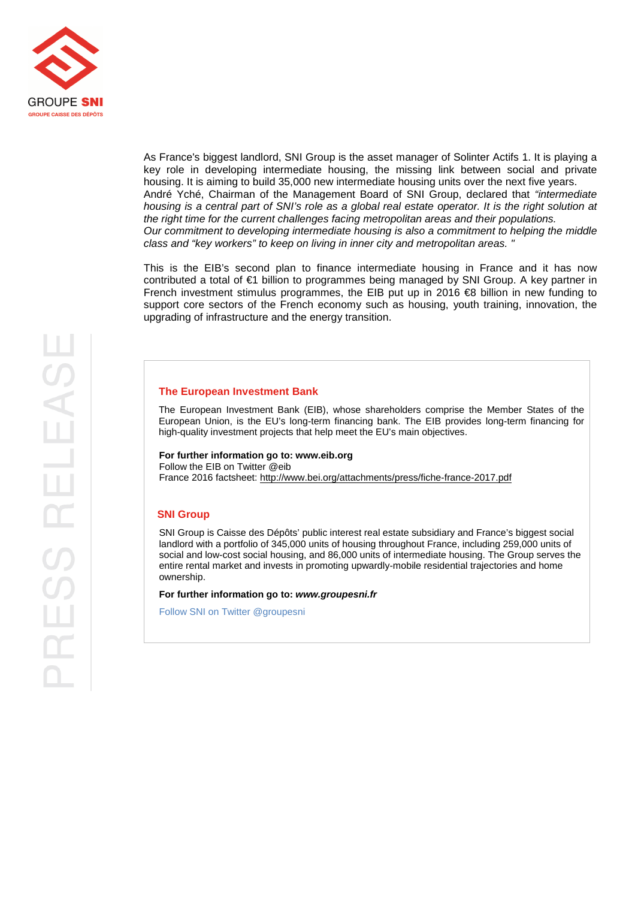As France's biggest landlord, SNI Group is the asset manager of Solinter Actifs 1. It is playing a key role in developing intermediate housing, the missing link between social and private housing. It is aiming to build 35,000 new intermediate housing units over the next five years.
André Yché, Chairman of the Management Board of SNI Group, declared that *"intermediate housing is a central part of SNI's role as a global real estate operator. It is the right solution at the right time for the current challenges facing metropolitan areas and their populations.*
*Our commitment to developing intermediate housing is also a commitment to helping the middle class and "key workers" to keep on living in inner city and metropolitan areas. "*

This is the EIB's second plan to finance intermediate housing in France and it has now contributed a total of €1 billion to programmes being managed by SNI Group. A key partner in French investment stimulus programmes, the EIB put up in 2016 €8 billion in new funding to support core sectors of the French economy such as housing, youth training, innovation, the upgrading of infrastructure and the energy transition.

## The European Investment Bank

The European Investment Bank (EIB), whose shareholders comprise the Member States of the European Union, is the EU's long-term financing bank. The EIB provides long-term financing for high-quality investment projects that help meet the EU's main objectives.

**For further information go to: www.eib.org**
Follow the EIB on Twitter @eib
France 2016 factsheet: http://www.bei.org/attachments/press/fiche-france-2017.pdf

## SNI Group

SNI Group is Caisse des Dépôts' public interest real estate subsidiary and France's biggest social landlord with a portfolio of 345,000 units of housing throughout France, including 259,000 units of social and low-cost social housing, and 86,000 units of intermediate housing. The Group serves the entire rental market and invests in promoting upwardly-mobile residential trajectories and home ownership.

**For further information go to: *www.groupesni.fr***

Follow SNI on Twitter @groupesni